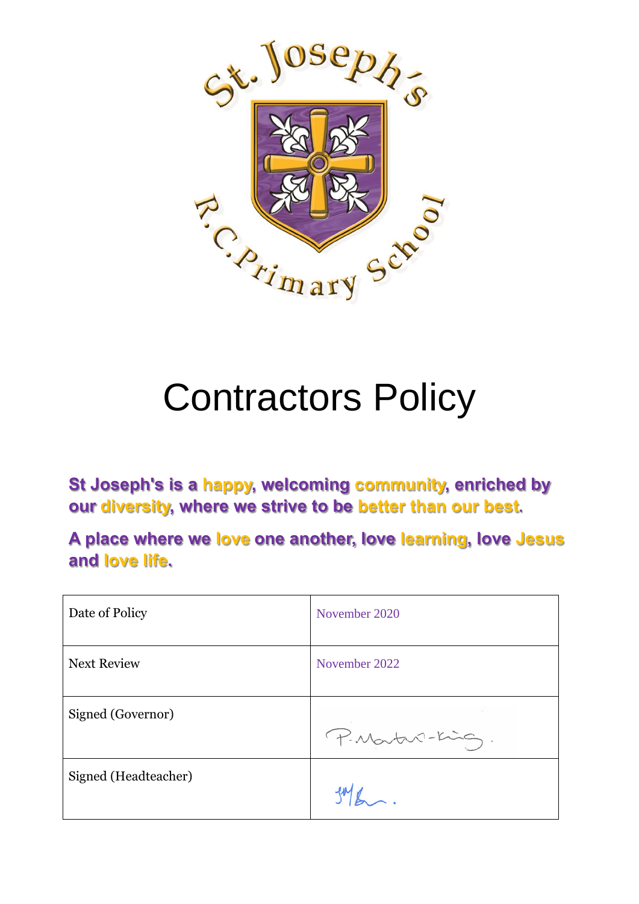# Contractors Policy

**St Joseph's is a happy, welcoming community, enriched by our diversity, where we strive to be better than our best.**

**A place where we love one another, love learning, love Jesus and love life.**

| Date of Policy | November 2020 |
|---|---|
| Next Review | November 2022 |
| Signed (Governor) | P. Martin-King. |
| Signed (Headteacher) | JMB. |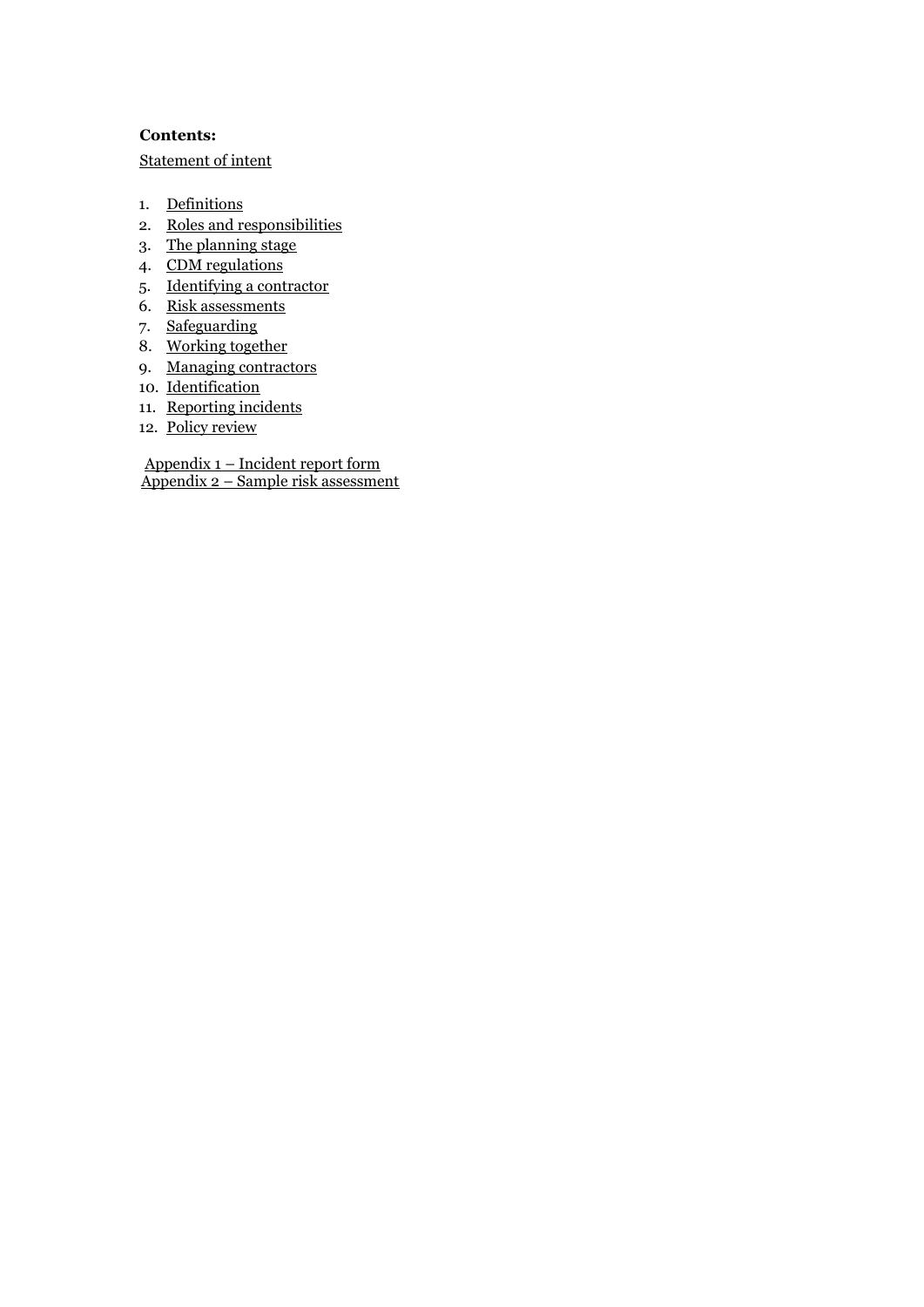**Contents:**

Statement of intent

1. Definitions
2. Roles and responsibilities
3. The planning stage
4. CDM regulations
5. Identifying a contractor
6. Risk assessments
7. Safeguarding
8. Working together
9. Managing contractors
10. Identification
11. Reporting incidents
12. Policy review

Appendix 1 – Incident report form
Appendix 2 – Sample risk assessment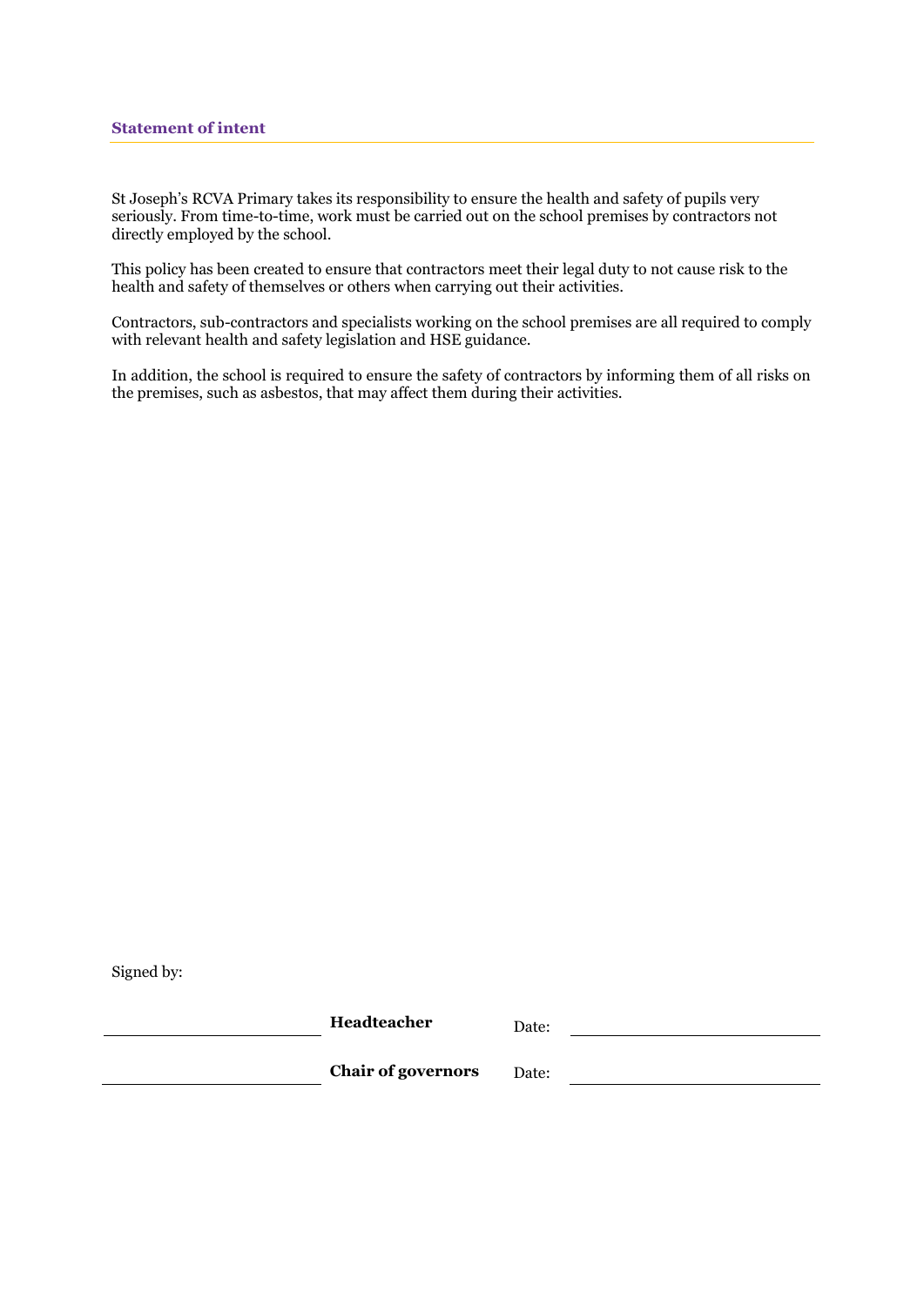## Statement of intent

St Joseph's RCVA Primary takes its responsibility to ensure the health and safety of pupils very seriously. From time-to-time, work must be carried out on the school premises by contractors not directly employed by the school.

This policy has been created to ensure that contractors meet their legal duty to not cause risk to the health and safety of themselves or others when carrying out their activities.

Contractors, sub-contractors and specialists working on the school premises are all required to comply with relevant health and safety legislation and HSE guidance.

In addition, the school is required to ensure the safety of contractors by informing them of all risks on the premises, such as asbestos, that may affect them during their activities.

Signed by:

| | | | |
|---|---|---|---|
| ______________________ | **Headteacher** | Date: | ______________________ |
| ______________________ | **Chair of governors** | Date: | ______________________ |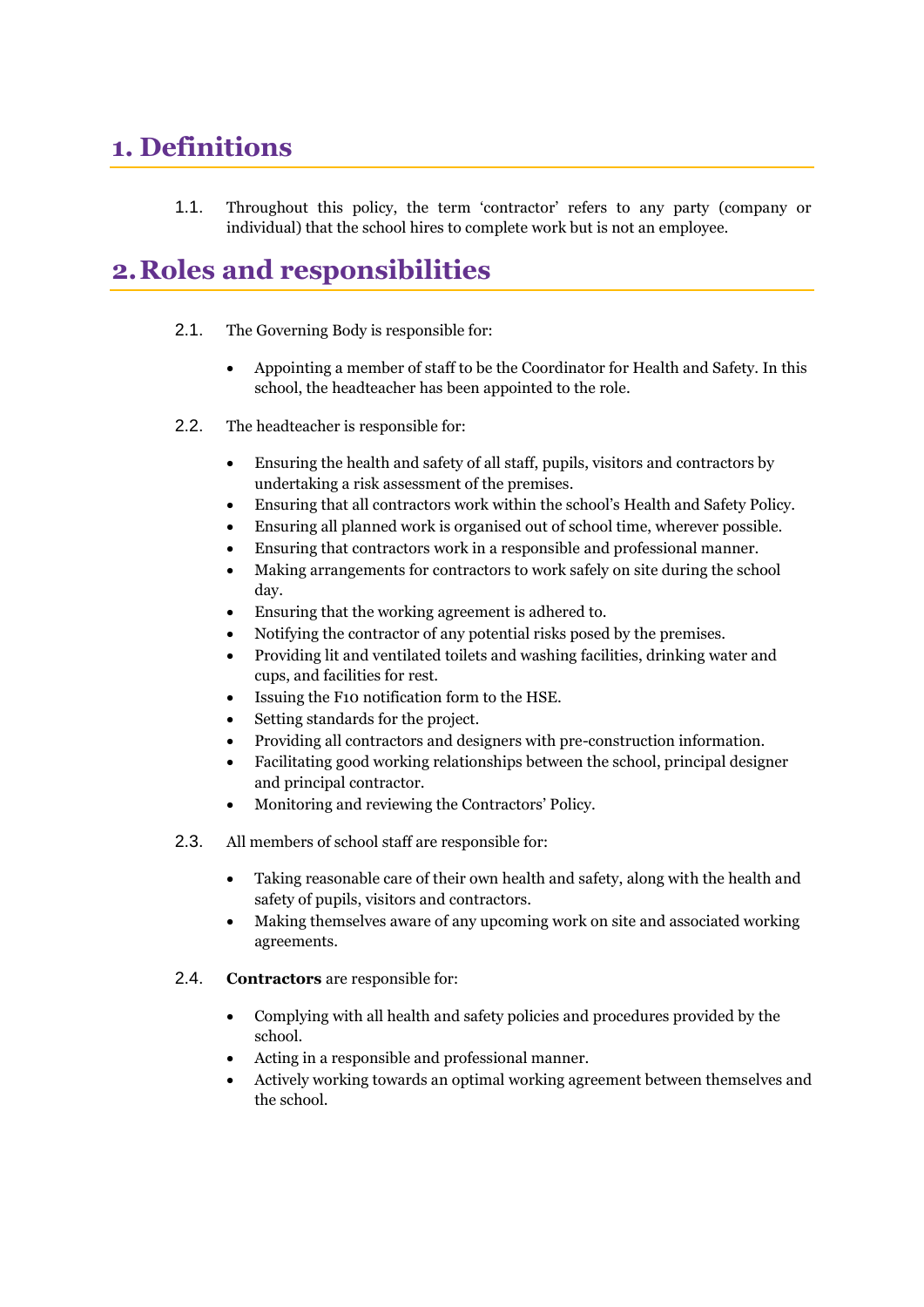# 1. Definitions

1.1. Throughout this policy, the term 'contractor' refers to any party (company or individual) that the school hires to complete work but is not an employee.

# 2. Roles and responsibilities

2.1. The Governing Body is responsible for:

- Appointing a member of staff to be the Coordinator for Health and Safety. In this school, the headteacher has been appointed to the role.

2.2. The headteacher is responsible for:

- Ensuring the health and safety of all staff, pupils, visitors and contractors by undertaking a risk assessment of the premises.
- Ensuring that all contractors work within the school's Health and Safety Policy.
- Ensuring all planned work is organised out of school time, wherever possible.
- Ensuring that contractors work in a responsible and professional manner.
- Making arrangements for contractors to work safely on site during the school day.
- Ensuring that the working agreement is adhered to.
- Notifying the contractor of any potential risks posed by the premises.
- Providing lit and ventilated toilets and washing facilities, drinking water and cups, and facilities for rest.
- Issuing the F10 notification form to the HSE.
- Setting standards for the project.
- Providing all contractors and designers with pre-construction information.
- Facilitating good working relationships between the school, principal designer and principal contractor.
- Monitoring and reviewing the Contractors' Policy.

2.3. All members of school staff are responsible for:

- Taking reasonable care of their own health and safety, along with the health and safety of pupils, visitors and contractors.
- Making themselves aware of any upcoming work on site and associated working agreements.

2.4. **Contractors** are responsible for:

- Complying with all health and safety policies and procedures provided by the school.
- Acting in a responsible and professional manner.
- Actively working towards an optimal working agreement between themselves and the school.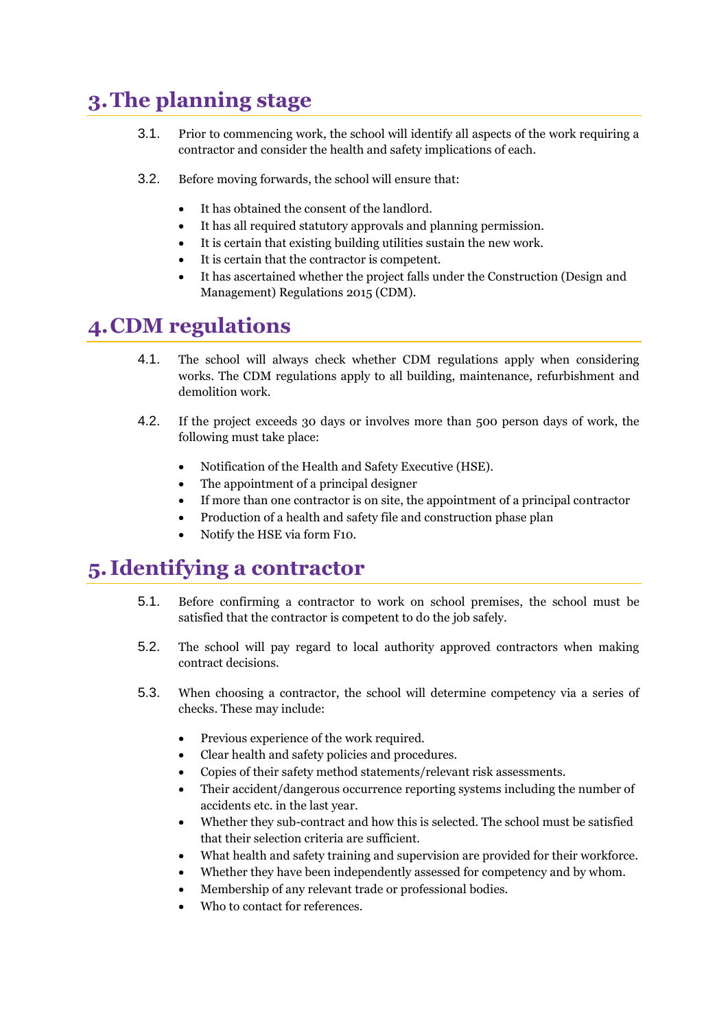# 3. The planning stage

3.1. Prior to commencing work, the school will identify all aspects of the work requiring a contractor and consider the health and safety implications of each.

3.2. Before moving forwards, the school will ensure that:

- It has obtained the consent of the landlord.
- It has all required statutory approvals and planning permission.
- It is certain that existing building utilities sustain the new work.
- It is certain that the contractor is competent.
- It has ascertained whether the project falls under the Construction (Design and Management) Regulations 2015 (CDM).

# 4. CDM regulations

4.1. The school will always check whether CDM regulations apply when considering works. The CDM regulations apply to all building, maintenance, refurbishment and demolition work.

4.2. If the project exceeds 30 days or involves more than 500 person days of work, the following must take place:

- Notification of the Health and Safety Executive (HSE).
- The appointment of a principal designer
- If more than one contractor is on site, the appointment of a principal contractor
- Production of a health and safety file and construction phase plan
- Notify the HSE via form F10.

# 5. Identifying a contractor

5.1. Before confirming a contractor to work on school premises, the school must be satisfied that the contractor is competent to do the job safely.

5.2. The school will pay regard to local authority approved contractors when making contract decisions.

5.3. When choosing a contractor, the school will determine competency via a series of checks. These may include:

- Previous experience of the work required.
- Clear health and safety policies and procedures.
- Copies of their safety method statements/relevant risk assessments.
- Their accident/dangerous occurrence reporting systems including the number of accidents etc. in the last year.
- Whether they sub-contract and how this is selected. The school must be satisfied that their selection criteria are sufficient.
- What health and safety training and supervision are provided for their workforce.
- Whether they have been independently assessed for competency and by whom.
- Membership of any relevant trade or professional bodies.
- Who to contact for references.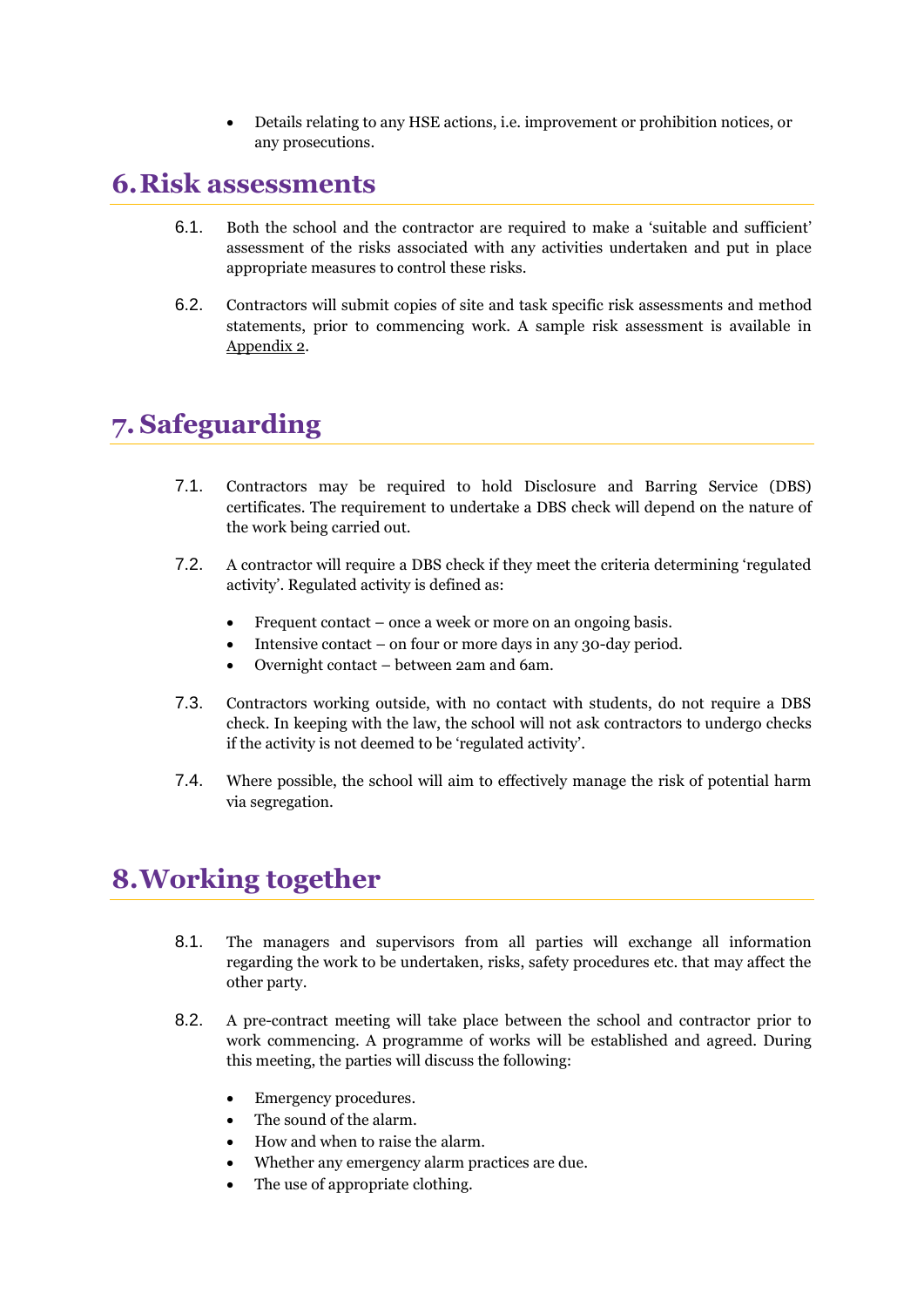- Details relating to any HSE actions, i.e. improvement or prohibition notices, or any prosecutions.

# 6. Risk assessments

6.1. Both the school and the contractor are required to make a 'suitable and sufficient' assessment of the risks associated with any activities undertaken and put in place appropriate measures to control these risks.

6.2. Contractors will submit copies of site and task specific risk assessments and method statements, prior to commencing work. A sample risk assessment is available in Appendix 2.

# 7. Safeguarding

7.1. Contractors may be required to hold Disclosure and Barring Service (DBS) certificates. The requirement to undertake a DBS check will depend on the nature of the work being carried out.

7.2. A contractor will require a DBS check if they meet the criteria determining 'regulated activity'. Regulated activity is defined as:

- Frequent contact – once a week or more on an ongoing basis.
- Intensive contact – on four or more days in any 30-day period.
- Overnight contact – between 2am and 6am.

7.3. Contractors working outside, with no contact with students, do not require a DBS check. In keeping with the law, the school will not ask contractors to undergo checks if the activity is not deemed to be 'regulated activity'.

7.4. Where possible, the school will aim to effectively manage the risk of potential harm via segregation.

# 8. Working together

8.1. The managers and supervisors from all parties will exchange all information regarding the work to be undertaken, risks, safety procedures etc. that may affect the other party.

8.2. A pre-contract meeting will take place between the school and contractor prior to work commencing. A programme of works will be established and agreed. During this meeting, the parties will discuss the following:

- Emergency procedures.
- The sound of the alarm.
- How and when to raise the alarm.
- Whether any emergency alarm practices are due.
- The use of appropriate clothing.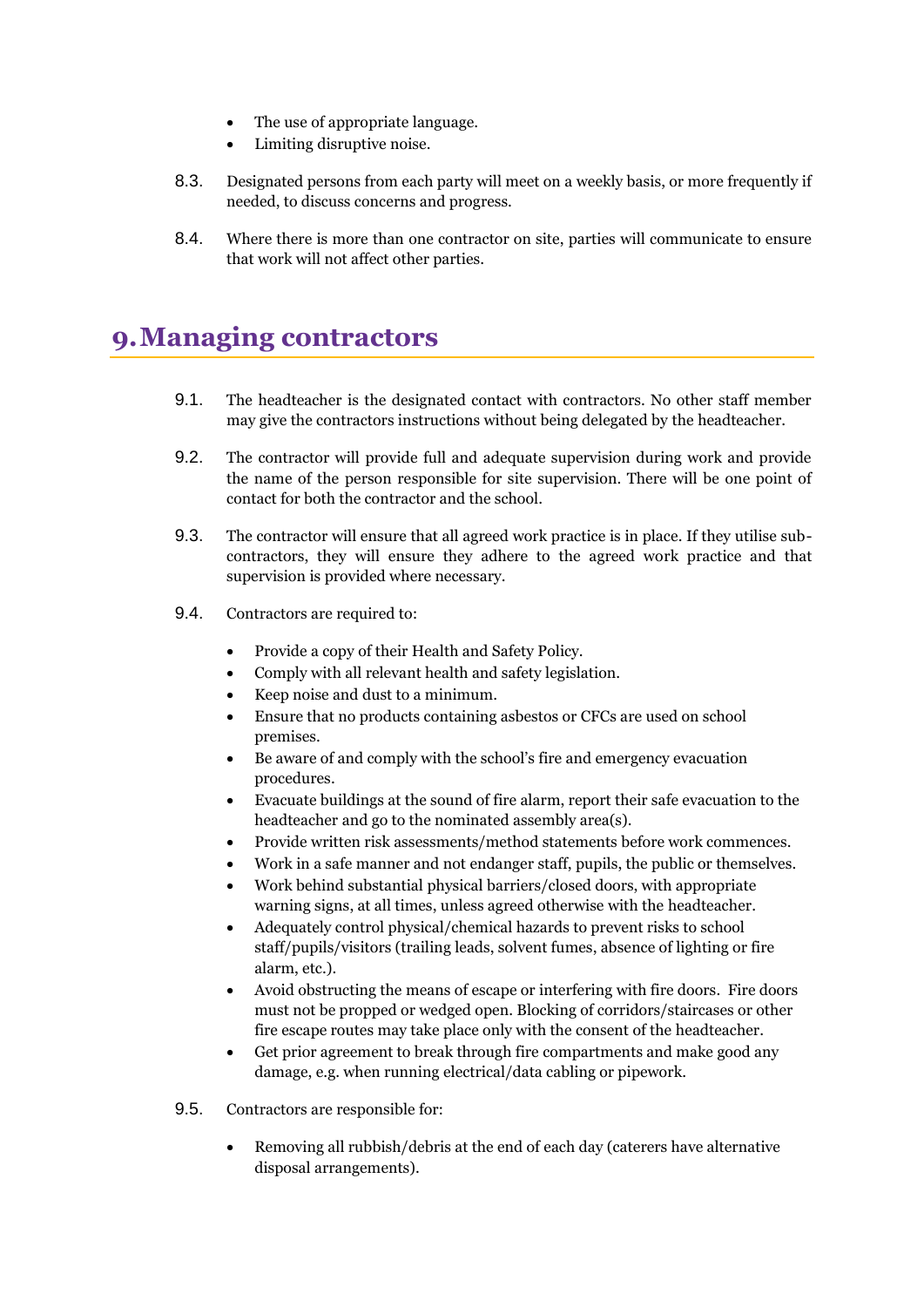- The use of appropriate language.
- Limiting disruptive noise.

8.3. Designated persons from each party will meet on a weekly basis, or more frequently if needed, to discuss concerns and progress.

8.4. Where there is more than one contractor on site, parties will communicate to ensure that work will not affect other parties.

# 9. Managing contractors

9.1. The headteacher is the designated contact with contractors. No other staff member may give the contractors instructions without being delegated by the headteacher.

9.2. The contractor will provide full and adequate supervision during work and provide the name of the person responsible for site supervision. There will be one point of contact for both the contractor and the school.

9.3. The contractor will ensure that all agreed work practice is in place. If they utilise sub-contractors, they will ensure they adhere to the agreed work practice and that supervision is provided where necessary.

9.4. Contractors are required to:

- Provide a copy of their Health and Safety Policy.
- Comply with all relevant health and safety legislation.
- Keep noise and dust to a minimum.
- Ensure that no products containing asbestos or CFCs are used on school premises.
- Be aware of and comply with the school's fire and emergency evacuation procedures.
- Evacuate buildings at the sound of fire alarm, report their safe evacuation to the headteacher and go to the nominated assembly area(s).
- Provide written risk assessments/method statements before work commences.
- Work in a safe manner and not endanger staff, pupils, the public or themselves.
- Work behind substantial physical barriers/closed doors, with appropriate warning signs, at all times, unless agreed otherwise with the headteacher.
- Adequately control physical/chemical hazards to prevent risks to school staff/pupils/visitors (trailing leads, solvent fumes, absence of lighting or fire alarm, etc.).
- Avoid obstructing the means of escape or interfering with fire doors. Fire doors must not be propped or wedged open. Blocking of corridors/staircases or other fire escape routes may take place only with the consent of the headteacher.
- Get prior agreement to break through fire compartments and make good any damage, e.g. when running electrical/data cabling or pipework.

9.5. Contractors are responsible for:

- Removing all rubbish/debris at the end of each day (caterers have alternative disposal arrangements).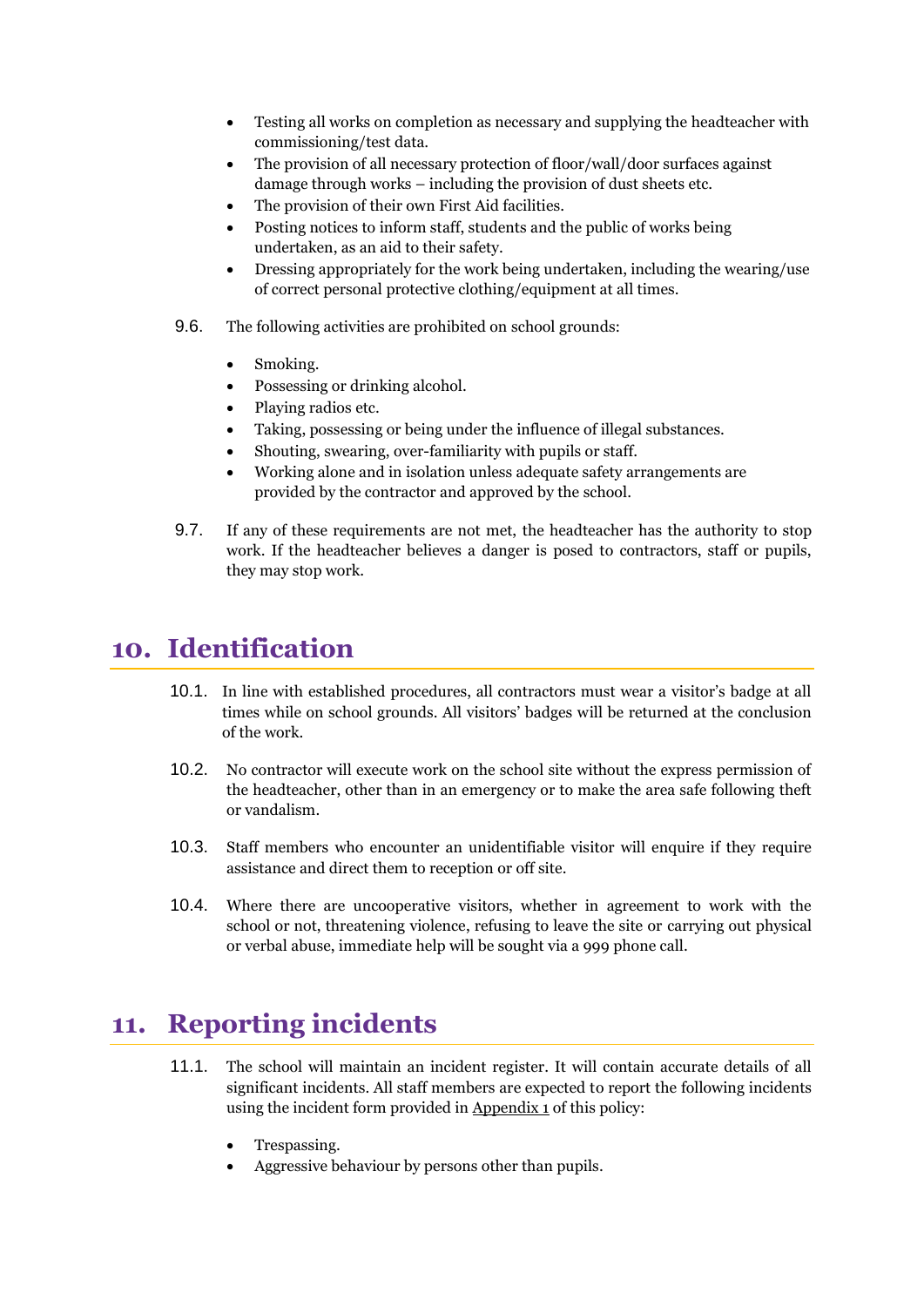- Testing all works on completion as necessary and supplying the headteacher with commissioning/test data.
- The provision of all necessary protection of floor/wall/door surfaces against damage through works – including the provision of dust sheets etc.
- The provision of their own First Aid facilities.
- Posting notices to inform staff, students and the public of works being undertaken, as an aid to their safety.
- Dressing appropriately for the work being undertaken, including the wearing/use of correct personal protective clothing/equipment at all times.

9.6. The following activities are prohibited on school grounds:

- Smoking.
- Possessing or drinking alcohol.
- Playing radios etc.
- Taking, possessing or being under the influence of illegal substances.
- Shouting, swearing, over-familiarity with pupils or staff.
- Working alone and in isolation unless adequate safety arrangements are provided by the contractor and approved by the school.

9.7. If any of these requirements are not met, the headteacher has the authority to stop work. If the headteacher believes a danger is posed to contractors, staff or pupils, they may stop work.

# 10. Identification

10.1. In line with established procedures, all contractors must wear a visitor's badge at all times while on school grounds. All visitors' badges will be returned at the conclusion of the work.

10.2. No contractor will execute work on the school site without the express permission of the headteacher, other than in an emergency or to make the area safe following theft or vandalism.

10.3. Staff members who encounter an unidentifiable visitor will enquire if they require assistance and direct them to reception or off site.

10.4. Where there are uncooperative visitors, whether in agreement to work with the school or not, threatening violence, refusing to leave the site or carrying out physical or verbal abuse, immediate help will be sought via a 999 phone call.

# 11. Reporting incidents

11.1. The school will maintain an incident register. It will contain accurate details of all significant incidents. All staff members are expected to report the following incidents using the incident form provided in Appendix 1 of this policy:

- Trespassing.
- Aggressive behaviour by persons other than pupils.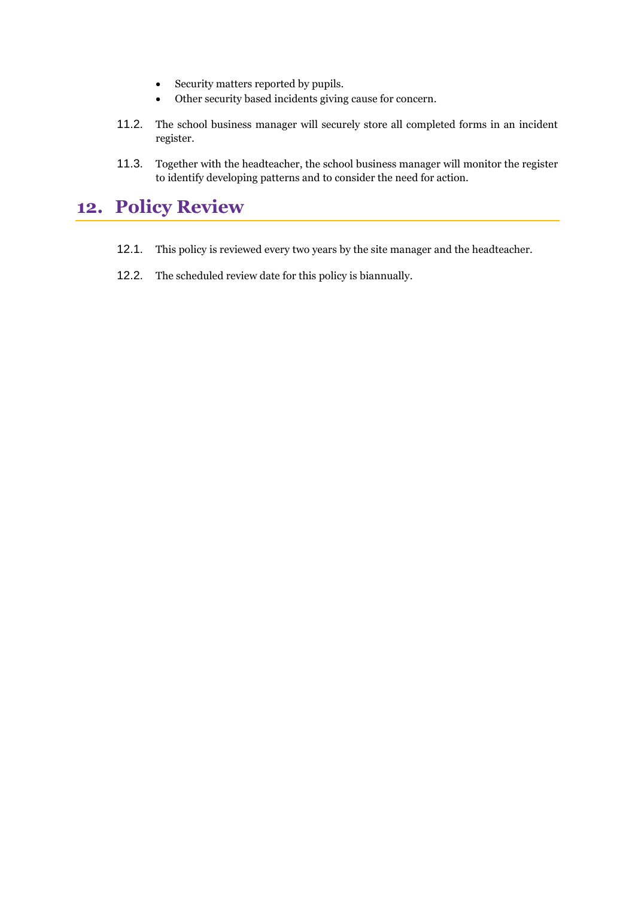- Security matters reported by pupils.
- Other security based incidents giving cause for concern.

11.2. The school business manager will securely store all completed forms in an incident register.

11.3. Together with the headteacher, the school business manager will monitor the register to identify developing patterns and to consider the need for action.

## 12. Policy Review

12.1. This policy is reviewed every two years by the site manager and the headteacher.

12.2. The scheduled review date for this policy is biannually.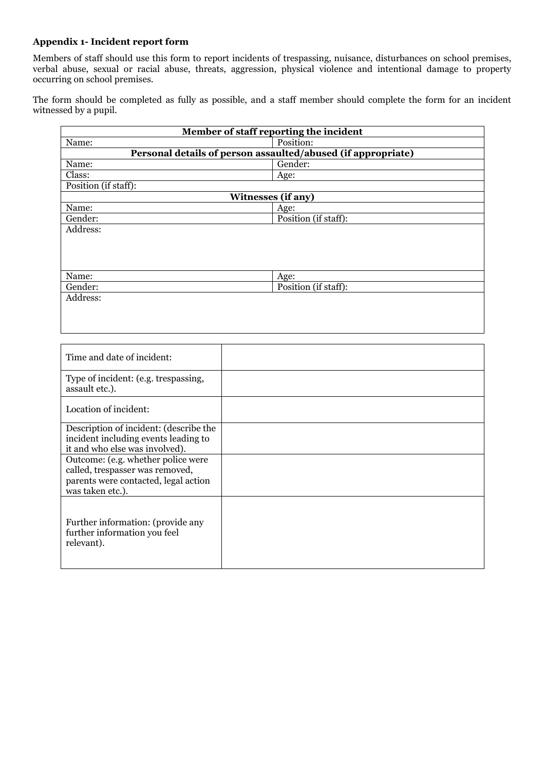**Appendix 1- Incident report form**

Members of staff should use this form to report incidents of trespassing, nuisance, disturbances on school premises, verbal abuse, sexual or racial abuse, threats, aggression, physical violence and intentional damage to property occurring on school premises.

The form should be completed as fully as possible, and a staff member should complete the form for an incident witnessed by a pupil.

| **Member of staff reporting the incident** | |
|---|---|
| Name: | Position: |
| **Personal details of person assaulted/abused (if appropriate)** | |
| Name: | Gender: |
| Class: | Age: |
| Position (if staff): | |
| **Witnesses (if any)** | |
| Name: | Age: |
| Gender: | Position (if staff): |
| Address: | |
| Name: | Age: |
| Gender: | Position (if staff): |
| Address: | |

| Field | Details |
|---|---|
| Time and date of incident: | |
| Type of incident: (e.g. trespassing, assault etc.). | |
| Location of incident: | |
| Description of incident: (describe the incident including events leading to it and who else was involved). | |
| Outcome: (e.g. whether police were called, trespasser was removed, parents were contacted, legal action was taken etc.). | |
| Further information: (provide any further information you feel relevant). | |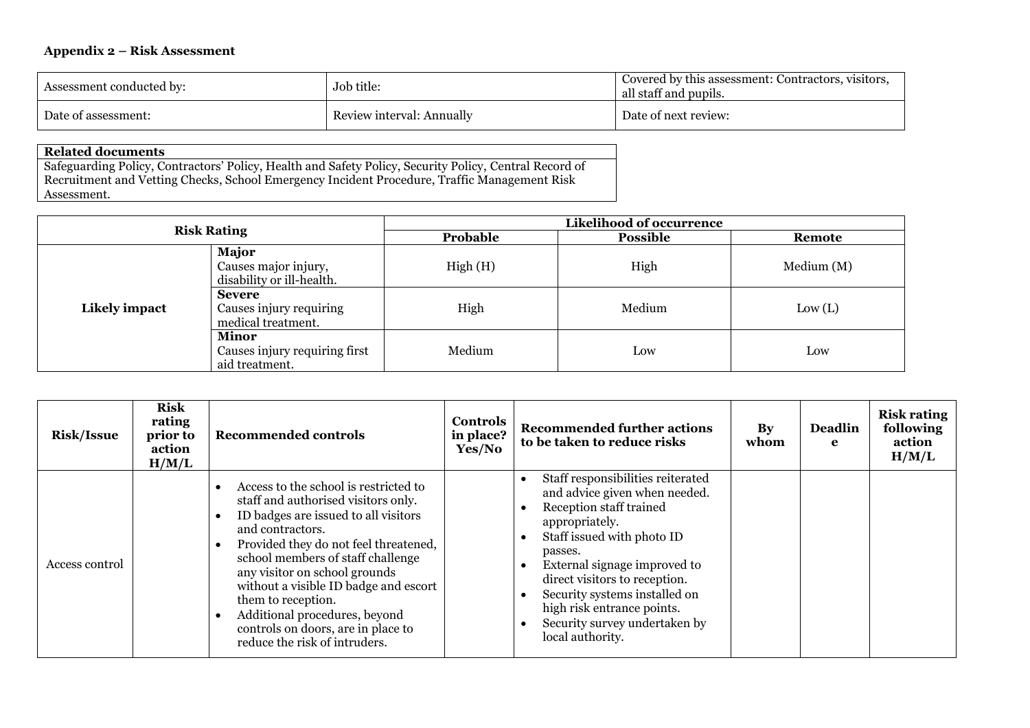**Appendix 2 – Risk Assessment**

| Assessment conducted by: | Job title: | Covered by this assessment: Contractors, visitors, all staff and pupils. |
| --- | --- | --- |
| Date of assessment: | Review interval: Annually | Date of next review: |

| **Related documents** |
| --- |
| Safeguarding Policy, Contractors' Policy, Health and Safety Policy, Security Policy, Central Record of Recruitment and Vetting Checks, School Emergency Incident Procedure, Traffic Management Risk Assessment. |

| **Risk Rating** | | **Likelihood of occurrence** | | |
| --- | --- | --- | --- | --- |
| | | **Probable** | **Possible** | **Remote** |
| **Likely impact** | **Major** Causes major injury, disability or ill-health. | High (H) | High | Medium (M) |
| | **Severe** Causes injury requiring medical treatment. | High | Medium | Low (L) |
| | **Minor** Causes injury requiring first aid treatment. | Medium | Low | Low |

| **Risk/Issue** | **Risk rating prior to action H/M/L** | **Recommended controls** | **Controls in place? Yes/No** | **Recommended further actions to be taken to reduce risks** | **By whom** | **Deadline** | **Risk rating following action H/M/L** |
| --- | --- | --- | --- | --- | --- | --- | --- |
| Access control | | • Access to the school is restricted to staff and authorised visitors only.<br>• ID badges are issued to all visitors and contractors.<br>• Provided they do not feel threatened, school members of staff challenge any visitor on school grounds without a visible ID badge and escort them to reception.<br>• Additional procedures, beyond controls on doors, are in place to reduce the risk of intruders. | | • Staff responsibilities reiterated and advice given when needed.<br>• Reception staff trained appropriately.<br>• Staff issued with photo ID passes.<br>• External signage improved to direct visitors to reception.<br>• Security systems installed on high risk entrance points.<br>• Security survey undertaken by local authority. | | | |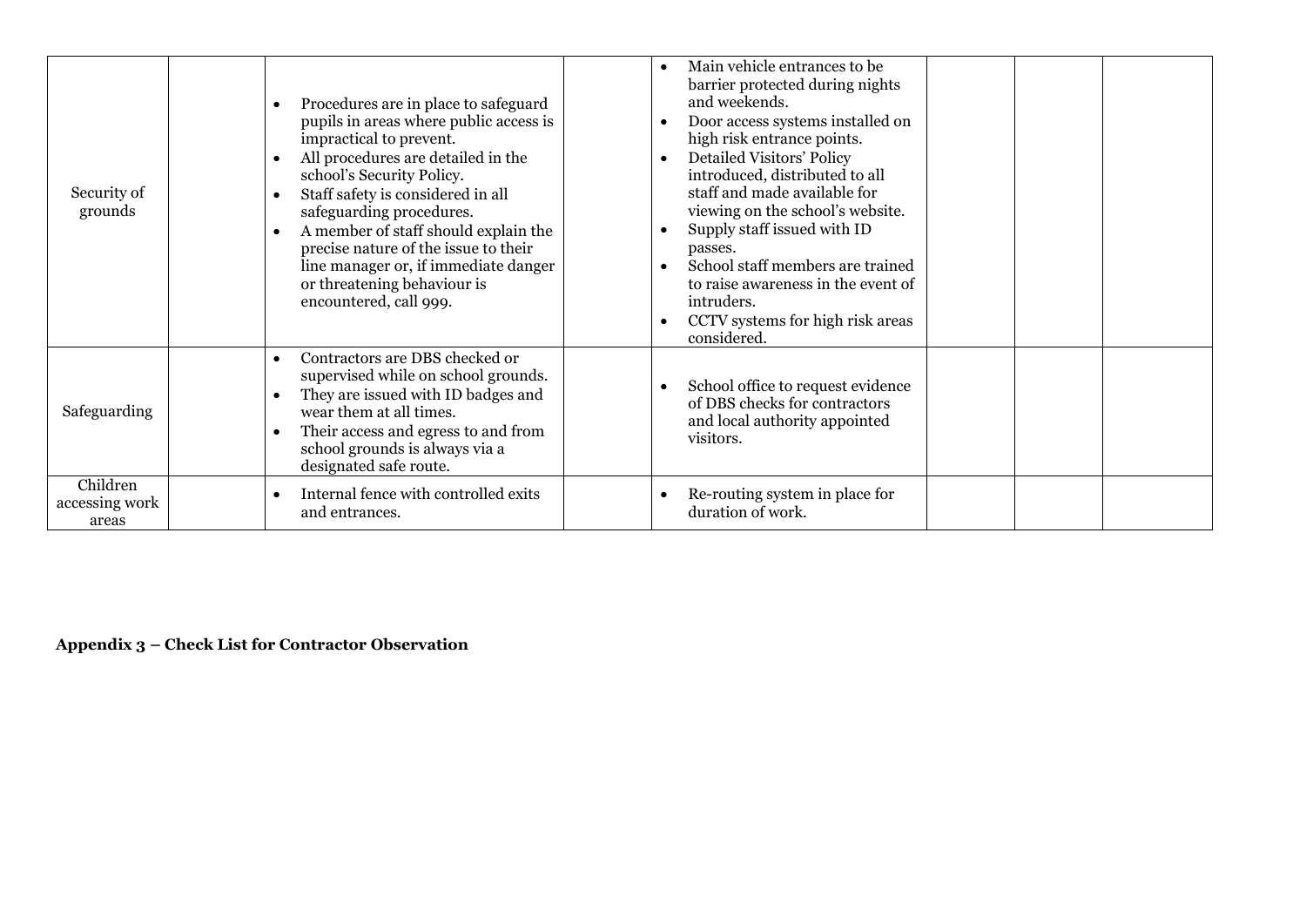| | | | | | | | |
|---|---|---|---|---|---|---|---|
| Security of grounds | | • Procedures are in place to safeguard pupils in areas where public access is impractical to prevent.<br>• All procedures are detailed in the school's Security Policy.<br>• Staff safety is considered in all safeguarding procedures.<br>• A member of staff should explain the precise nature of the issue to their line manager or, if immediate danger or threatening behaviour is encountered, call 999. | | • Main vehicle entrances to be barrier protected during nights and weekends.<br>• Door access systems installed on high risk entrance points.<br>• Detailed Visitors' Policy introduced, distributed to all staff and made available for viewing on the school's website.<br>• Supply staff issued with ID passes.<br>• School staff members are trained to raise awareness in the event of intruders.<br>• CCTV systems for high risk areas considered. | | | |
| Safeguarding | | • Contractors are DBS checked or supervised while on school grounds.<br>• They are issued with ID badges and wear them at all times.<br>• Their access and egress to and from school grounds is always via a designated safe route. | | • School office to request evidence of DBS checks for contractors and local authority appointed visitors. | | | |
| Children accessing work areas | | • Internal fence with controlled exits and entrances. | | • Re-routing system in place for duration of work. | | | |

**Appendix 3 – Check List for Contractor Observation**